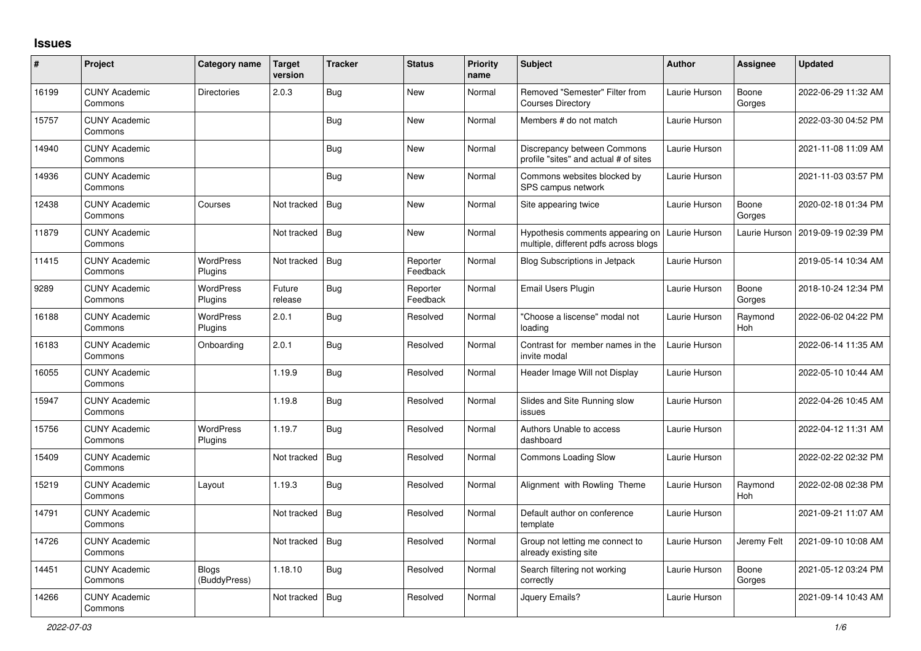# Issues

| # | Project | Category name | Target version | Tracker | Status | Priority name | Subject | Author | Assignee | Updated |
|---|---|---|---|---|---|---|---|---|---|---|
| 16199 | CUNY Academic Commons | Directories | 2.0.3 | Bug | New | Normal | Removed "Semester" Filter from Courses Directory | Laurie Hurson | Boone Gorges | 2022-06-29 11:32 AM |
| 15757 | CUNY Academic Commons | | | Bug | New | Normal | Members # do not match | Laurie Hurson | | 2022-03-30 04:52 PM |
| 14940 | CUNY Academic Commons | | | Bug | New | Normal | Discrepancy between Commons profile "sites" and actual # of sites | Laurie Hurson | | 2021-11-08 11:09 AM |
| 14936 | CUNY Academic Commons | | | Bug | New | Normal | Commons websites blocked by SPS campus network | Laurie Hurson | | 2021-11-03 03:57 PM |
| 12438 | CUNY Academic Commons | Courses | Not tracked | Bug | New | Normal | Site appearing twice | Laurie Hurson | Boone Gorges | 2020-02-18 01:34 PM |
| 11879 | CUNY Academic Commons | | Not tracked | Bug | New | Normal | Hypothesis comments appearing on multiple, different pdfs across blogs | Laurie Hurson | Laurie Hurson | 2019-09-19 02:39 PM |
| 11415 | CUNY Academic Commons | WordPress Plugins | Not tracked | Bug | Reporter Feedback | Normal | Blog Subscriptions in Jetpack | Laurie Hurson | | 2019-05-14 10:34 AM |
| 9289 | CUNY Academic Commons | WordPress Plugins | Future release | Bug | Reporter Feedback | Normal | Email Users Plugin | Laurie Hurson | Boone Gorges | 2018-10-24 12:34 PM |
| 16188 | CUNY Academic Commons | WordPress Plugins | 2.0.1 | Bug | Resolved | Normal | "Choose a liscense" modal not loading | Laurie Hurson | Raymond Hoh | 2022-06-02 04:22 PM |
| 16183 | CUNY Academic Commons | Onboarding | 2.0.1 | Bug | Resolved | Normal | Contrast for member names in the invite modal | Laurie Hurson | | 2022-06-14 11:35 AM |
| 16055 | CUNY Academic Commons | | 1.19.9 | Bug | Resolved | Normal | Header Image Will not Display | Laurie Hurson | | 2022-05-10 10:44 AM |
| 15947 | CUNY Academic Commons | | 1.19.8 | Bug | Resolved | Normal | Slides and Site Running slow issues | Laurie Hurson | | 2022-04-26 10:45 AM |
| 15756 | CUNY Academic Commons | WordPress Plugins | 1.19.7 | Bug | Resolved | Normal | Authors Unable to access dashboard | Laurie Hurson | | 2022-04-12 11:31 AM |
| 15409 | CUNY Academic Commons | | Not tracked | Bug | Resolved | Normal | Commons Loading Slow | Laurie Hurson | | 2022-02-22 02:32 PM |
| 15219 | CUNY Academic Commons | Layout | 1.19.3 | Bug | Resolved | Normal | Alignment with Rowling Theme | Laurie Hurson | Raymond Hoh | 2022-02-08 02:38 PM |
| 14791 | CUNY Academic Commons | | Not tracked | Bug | Resolved | Normal | Default author on conference template | Laurie Hurson | | 2021-09-21 11:07 AM |
| 14726 | CUNY Academic Commons | | Not tracked | Bug | Resolved | Normal | Group not letting me connect to already existing site | Laurie Hurson | Jeremy Felt | 2021-09-10 10:08 AM |
| 14451 | CUNY Academic Commons | Blogs (BuddyPress) | 1.18.10 | Bug | Resolved | Normal | Search filtering not working correctly | Laurie Hurson | Boone Gorges | 2021-05-12 03:24 PM |
| 14266 | CUNY Academic Commons | | Not tracked | Bug | Resolved | Normal | Jquery Emails? | Laurie Hurson | | 2021-09-14 10:43 AM |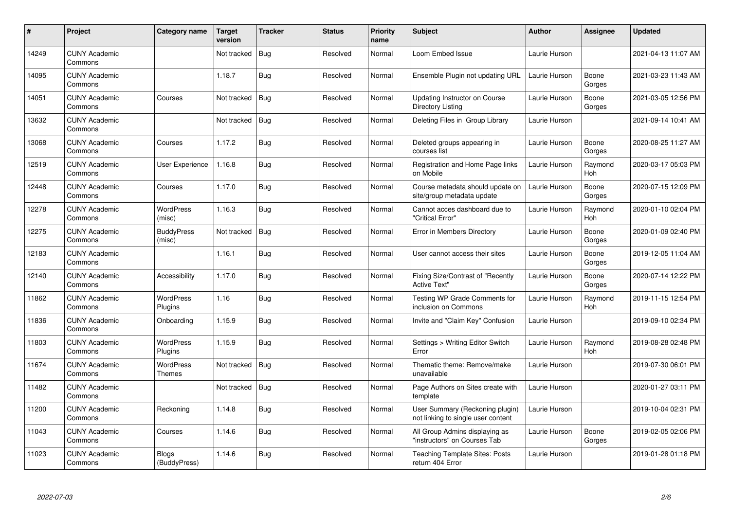| # | Project | Category name | Target version | Tracker | Status | Priority name | Subject | Author | Assignee | Updated |
|---|---|---|---|---|---|---|---|---|---|---|
| 14249 | CUNY Academic Commons | | Not tracked | Bug | Resolved | Normal | Loom Embed Issue | Laurie Hurson | | 2021-04-13 11:07 AM |
| 14095 | CUNY Academic Commons | | 1.18.7 | Bug | Resolved | Normal | Ensemble Plugin not updating URL | Laurie Hurson | Boone Gorges | 2021-03-23 11:43 AM |
| 14051 | CUNY Academic Commons | Courses | Not tracked | Bug | Resolved | Normal | Updating Instructor on Course Directory Listing | Laurie Hurson | Boone Gorges | 2021-03-05 12:56 PM |
| 13632 | CUNY Academic Commons | | Not tracked | Bug | Resolved | Normal | Deleting Files in Group Library | Laurie Hurson | | 2021-09-14 10:41 AM |
| 13068 | CUNY Academic Commons | Courses | 1.17.2 | Bug | Resolved | Normal | Deleted groups appearing in courses list | Laurie Hurson | Boone Gorges | 2020-08-25 11:27 AM |
| 12519 | CUNY Academic Commons | User Experience | 1.16.8 | Bug | Resolved | Normal | Registration and Home Page links on Mobile | Laurie Hurson | Raymond Hoh | 2020-03-17 05:03 PM |
| 12448 | CUNY Academic Commons | Courses | 1.17.0 | Bug | Resolved | Normal | Course metadata should update on site/group metadata update | Laurie Hurson | Boone Gorges | 2020-07-15 12:09 PM |
| 12278 | CUNY Academic Commons | WordPress (misc) | 1.16.3 | Bug | Resolved | Normal | Cannot acces dashboard due to "Critical Error" | Laurie Hurson | Raymond Hoh | 2020-01-10 02:04 PM |
| 12275 | CUNY Academic Commons | BuddyPress (misc) | Not tracked | Bug | Resolved | Normal | Error in Members Directory | Laurie Hurson | Boone Gorges | 2020-01-09 02:40 PM |
| 12183 | CUNY Academic Commons | | 1.16.1 | Bug | Resolved | Normal | User cannot access their sites | Laurie Hurson | Boone Gorges | 2019-12-05 11:04 AM |
| 12140 | CUNY Academic Commons | Accessibility | 1.17.0 | Bug | Resolved | Normal | Fixing Size/Contrast of "Recently Active Text" | Laurie Hurson | Boone Gorges | 2020-07-14 12:22 PM |
| 11862 | CUNY Academic Commons | WordPress Plugins | 1.16 | Bug | Resolved | Normal | Testing WP Grade Comments for inclusion on Commons | Laurie Hurson | Raymond Hoh | 2019-11-15 12:54 PM |
| 11836 | CUNY Academic Commons | Onboarding | 1.15.9 | Bug | Resolved | Normal | Invite and "Claim Key" Confusion | Laurie Hurson | | 2019-09-10 02:34 PM |
| 11803 | CUNY Academic Commons | WordPress Plugins | 1.15.9 | Bug | Resolved | Normal | Settings > Writing Editor Switch Error | Laurie Hurson | Raymond Hoh | 2019-08-28 02:48 PM |
| 11674 | CUNY Academic Commons | WordPress Themes | Not tracked | Bug | Resolved | Normal | Thematic theme: Remove/make unavailable | Laurie Hurson | | 2019-07-30 06:01 PM |
| 11482 | CUNY Academic Commons | | Not tracked | Bug | Resolved | Normal | Page Authors on Sites create with template | Laurie Hurson | | 2020-01-27 03:11 PM |
| 11200 | CUNY Academic Commons | Reckoning | 1.14.8 | Bug | Resolved | Normal | User Summary (Reckoning plugin) not linking to single user content | Laurie Hurson | | 2019-10-04 02:31 PM |
| 11043 | CUNY Academic Commons | Courses | 1.14.6 | Bug | Resolved | Normal | All Group Admins displaying as "instructors" on Courses Tab | Laurie Hurson | Boone Gorges | 2019-02-05 02:06 PM |
| 11023 | CUNY Academic Commons | Blogs (BuddyPress) | 1.14.6 | Bug | Resolved | Normal | Teaching Template Sites: Posts return 404 Error | Laurie Hurson | | 2019-01-28 01:18 PM |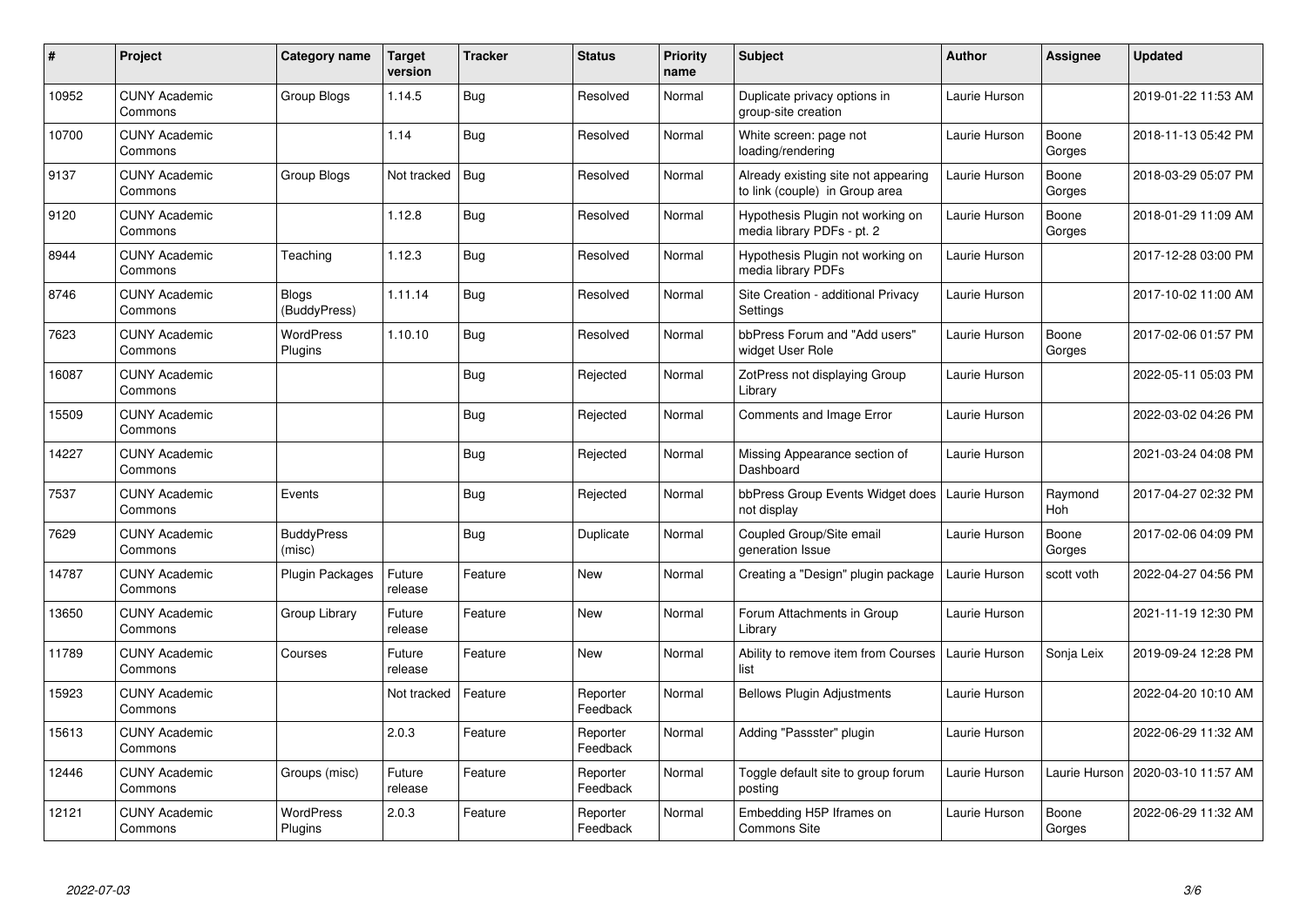| # | Project | Category name | Target version | Tracker | Status | Priority name | Subject | Author | Assignee | Updated |
|---|---|---|---|---|---|---|---|---|---|---|
| 10952 | CUNY Academic Commons | Group Blogs | 1.14.5 | Bug | Resolved | Normal | Duplicate privacy options in group-site creation | Laurie Hurson | | 2019-01-22 11:53 AM |
| 10700 | CUNY Academic Commons | | 1.14 | Bug | Resolved | Normal | White screen: page not loading/rendering | Laurie Hurson | Boone Gorges | 2018-11-13 05:42 PM |
| 9137 | CUNY Academic Commons | Group Blogs | Not tracked | Bug | Resolved | Normal | Already existing site not appearing to link (couple) in Group area | Laurie Hurson | Boone Gorges | 2018-03-29 05:07 PM |
| 9120 | CUNY Academic Commons | | 1.12.8 | Bug | Resolved | Normal | Hypothesis Plugin not working on media library PDFs - pt. 2 | Laurie Hurson | Boone Gorges | 2018-01-29 11:09 AM |
| 8944 | CUNY Academic Commons | Teaching | 1.12.3 | Bug | Resolved | Normal | Hypothesis Plugin not working on media library PDFs | Laurie Hurson | | 2017-12-28 03:00 PM |
| 8746 | CUNY Academic Commons | Blogs (BuddyPress) | 1.11.14 | Bug | Resolved | Normal | Site Creation - additional Privacy Settings | Laurie Hurson | | 2017-10-02 11:00 AM |
| 7623 | CUNY Academic Commons | WordPress Plugins | 1.10.10 | Bug | Resolved | Normal | bbPress Forum and "Add users" widget User Role | Laurie Hurson | Boone Gorges | 2017-02-06 01:57 PM |
| 16087 | CUNY Academic Commons | | | Bug | Rejected | Normal | ZotPress not displaying Group Library | Laurie Hurson | | 2022-05-11 05:03 PM |
| 15509 | CUNY Academic Commons | | | Bug | Rejected | Normal | Comments and Image Error | Laurie Hurson | | 2022-03-02 04:26 PM |
| 14227 | CUNY Academic Commons | | | Bug | Rejected | Normal | Missing Appearance section of Dashboard | Laurie Hurson | | 2021-03-24 04:08 PM |
| 7537 | CUNY Academic Commons | Events | | Bug | Rejected | Normal | bbPress Group Events Widget does not display | Laurie Hurson | Raymond Hoh | 2017-04-27 02:32 PM |
| 7629 | CUNY Academic Commons | BuddyPress (misc) | | Bug | Duplicate | Normal | Coupled Group/Site email generation Issue | Laurie Hurson | Boone Gorges | 2017-02-06 04:09 PM |
| 14787 | CUNY Academic Commons | Plugin Packages | Future release | Feature | New | Normal | Creating a "Design" plugin package | Laurie Hurson | scott voth | 2022-04-27 04:56 PM |
| 13650 | CUNY Academic Commons | Group Library | Future release | Feature | New | Normal | Forum Attachments in Group Library | Laurie Hurson | | 2021-11-19 12:30 PM |
| 11789 | CUNY Academic Commons | Courses | Future release | Feature | New | Normal | Ability to remove item from Courses list | Laurie Hurson | Sonja Leix | 2019-09-24 12:28 PM |
| 15923 | CUNY Academic Commons | | Not tracked | Feature | Reporter Feedback | Normal | Bellows Plugin Adjustments | Laurie Hurson | | 2022-04-20 10:10 AM |
| 15613 | CUNY Academic Commons | | 2.0.3 | Feature | Reporter Feedback | Normal | Adding "Passster" plugin | Laurie Hurson | | 2022-06-29 11:32 AM |
| 12446 | CUNY Academic Commons | Groups (misc) | Future release | Feature | Reporter Feedback | Normal | Toggle default site to group forum posting | Laurie Hurson | Laurie Hurson | 2020-03-10 11:57 AM |
| 12121 | CUNY Academic Commons | WordPress Plugins | 2.0.3 | Feature | Reporter Feedback | Normal | Embedding H5P Iframes on Commons Site | Laurie Hurson | Boone Gorges | 2022-06-29 11:32 AM |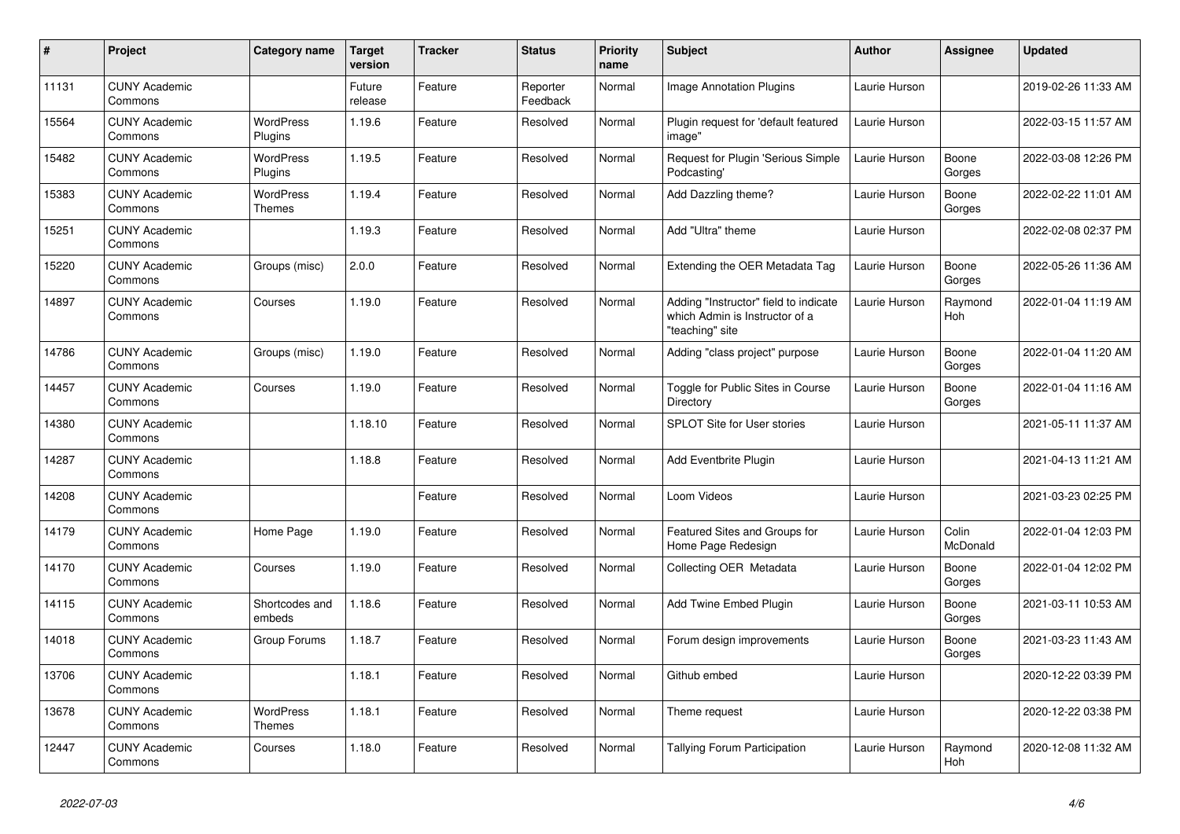| # | Project | Category name | Target version | Tracker | Status | Priority name | Subject | Author | Assignee | Updated |
|---|---|---|---|---|---|---|---|---|---|---|
| 11131 | CUNY Academic Commons | | Future release | Feature | Reporter Feedback | Normal | Image Annotation Plugins | Laurie Hurson | | 2019-02-26 11:33 AM |
| 15564 | CUNY Academic Commons | WordPress Plugins | 1.19.6 | Feature | Resolved | Normal | Plugin request for 'default featured image" | Laurie Hurson | | 2022-03-15 11:57 AM |
| 15482 | CUNY Academic Commons | WordPress Plugins | 1.19.5 | Feature | Resolved | Normal | Request for Plugin 'Serious Simple Podcasting' | Laurie Hurson | Boone Gorges | 2022-03-08 12:26 PM |
| 15383 | CUNY Academic Commons | WordPress Themes | 1.19.4 | Feature | Resolved | Normal | Add Dazzling theme? | Laurie Hurson | Boone Gorges | 2022-02-22 11:01 AM |
| 15251 | CUNY Academic Commons | | 1.19.3 | Feature | Resolved | Normal | Add "Ultra" theme | Laurie Hurson | | 2022-02-08 02:37 PM |
| 15220 | CUNY Academic Commons | Groups (misc) | 2.0.0 | Feature | Resolved | Normal | Extending the OER Metadata Tag | Laurie Hurson | Boone Gorges | 2022-05-26 11:36 AM |
| 14897 | CUNY Academic Commons | Courses | 1.19.0 | Feature | Resolved | Normal | Adding "Instructor" field to indicate which Admin is Instructor of a "teaching" site | Laurie Hurson | Raymond Hoh | 2022-01-04 11:19 AM |
| 14786 | CUNY Academic Commons | Groups (misc) | 1.19.0 | Feature | Resolved | Normal | Adding "class project" purpose | Laurie Hurson | Boone Gorges | 2022-01-04 11:20 AM |
| 14457 | CUNY Academic Commons | Courses | 1.19.0 | Feature | Resolved | Normal | Toggle for Public Sites in Course Directory | Laurie Hurson | Boone Gorges | 2022-01-04 11:16 AM |
| 14380 | CUNY Academic Commons | | 1.18.10 | Feature | Resolved | Normal | SPLOT Site for User stories | Laurie Hurson | | 2021-05-11 11:37 AM |
| 14287 | CUNY Academic Commons | | 1.18.8 | Feature | Resolved | Normal | Add Eventbrite Plugin | Laurie Hurson | | 2021-04-13 11:21 AM |
| 14208 | CUNY Academic Commons | | | Feature | Resolved | Normal | Loom Videos | Laurie Hurson | | 2021-03-23 02:25 PM |
| 14179 | CUNY Academic Commons | Home Page | 1.19.0 | Feature | Resolved | Normal | Featured Sites and Groups for Home Page Redesign | Laurie Hurson | Colin McDonald | 2022-01-04 12:03 PM |
| 14170 | CUNY Academic Commons | Courses | 1.19.0 | Feature | Resolved | Normal | Collecting OER Metadata | Laurie Hurson | Boone Gorges | 2022-01-04 12:02 PM |
| 14115 | CUNY Academic Commons | Shortcodes and embeds | 1.18.6 | Feature | Resolved | Normal | Add Twine Embed Plugin | Laurie Hurson | Boone Gorges | 2021-03-11 10:53 AM |
| 14018 | CUNY Academic Commons | Group Forums | 1.18.7 | Feature | Resolved | Normal | Forum design improvements | Laurie Hurson | Boone Gorges | 2021-03-23 11:43 AM |
| 13706 | CUNY Academic Commons | | 1.18.1 | Feature | Resolved | Normal | Github embed | Laurie Hurson | | 2020-12-22 03:39 PM |
| 13678 | CUNY Academic Commons | WordPress Themes | 1.18.1 | Feature | Resolved | Normal | Theme request | Laurie Hurson | | 2020-12-22 03:38 PM |
| 12447 | CUNY Academic Commons | Courses | 1.18.0 | Feature | Resolved | Normal | Tallying Forum Participation | Laurie Hurson | Raymond Hoh | 2020-12-08 11:32 AM |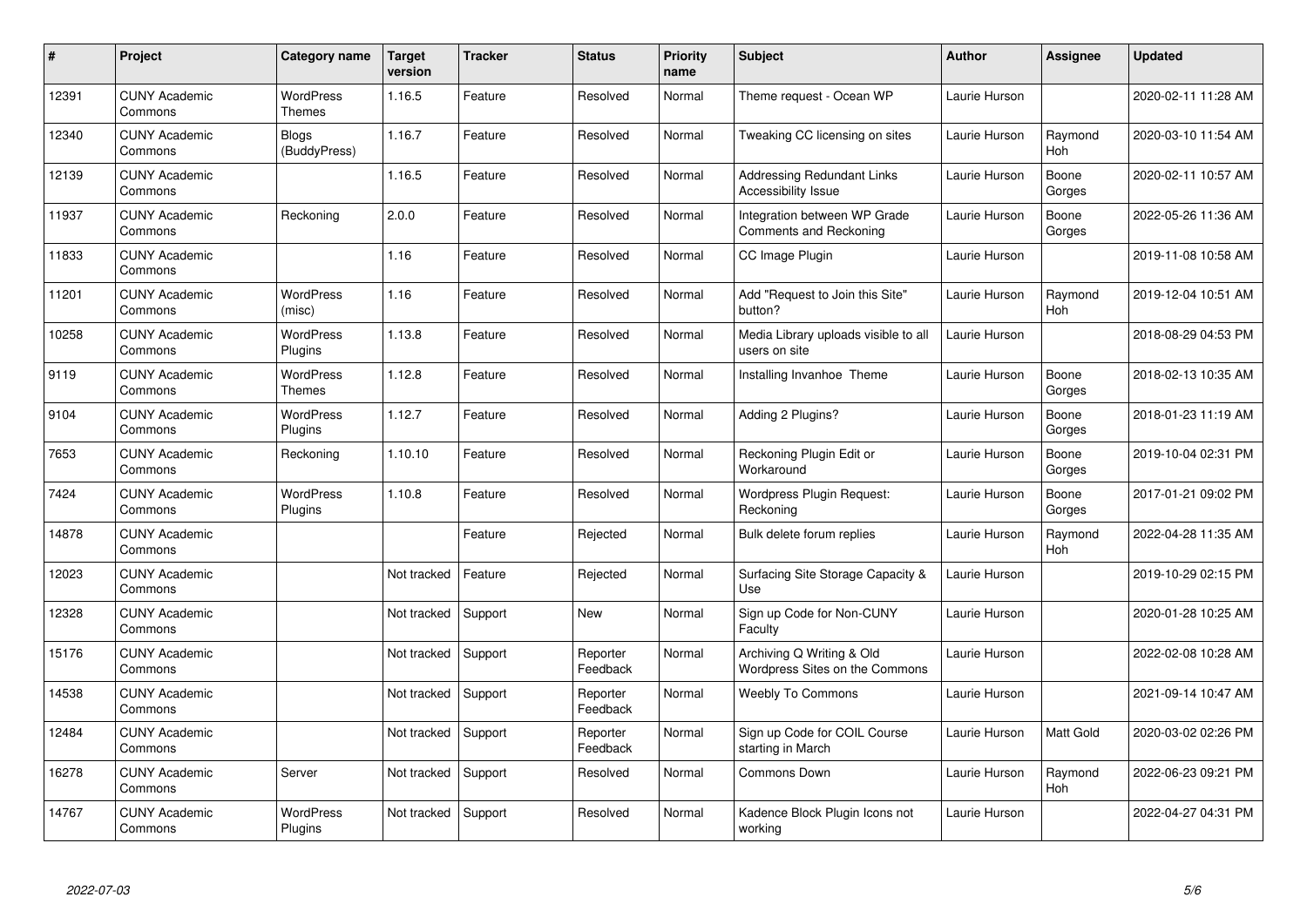| # | Project | Category name | Target version | Tracker | Status | Priority name | Subject | Author | Assignee | Updated |
|---|---|---|---|---|---|---|---|---|---|---|
| 12391 | CUNY Academic Commons | WordPress Themes | 1.16.5 | Feature | Resolved | Normal | Theme request - Ocean WP | Laurie Hurson | | 2020-02-11 11:28 AM |
| 12340 | CUNY Academic Commons | Blogs (BuddyPress) | 1.16.7 | Feature | Resolved | Normal | Tweaking CC licensing on sites | Laurie Hurson | Raymond Hoh | 2020-03-10 11:54 AM |
| 12139 | CUNY Academic Commons | | 1.16.5 | Feature | Resolved | Normal | Addressing Redundant Links Accessibility Issue | Laurie Hurson | Boone Gorges | 2020-02-11 10:57 AM |
| 11937 | CUNY Academic Commons | Reckoning | 2.0.0 | Feature | Resolved | Normal | Integration between WP Grade Comments and Reckoning | Laurie Hurson | Boone Gorges | 2022-05-26 11:36 AM |
| 11833 | CUNY Academic Commons | | 1.16 | Feature | Resolved | Normal | CC Image Plugin | Laurie Hurson | | 2019-11-08 10:58 AM |
| 11201 | CUNY Academic Commons | WordPress (misc) | 1.16 | Feature | Resolved | Normal | Add "Request to Join this Site" button? | Laurie Hurson | Raymond Hoh | 2019-12-04 10:51 AM |
| 10258 | CUNY Academic Commons | WordPress Plugins | 1.13.8 | Feature | Resolved | Normal | Media Library uploads visible to all users on site | Laurie Hurson | | 2018-08-29 04:53 PM |
| 9119 | CUNY Academic Commons | WordPress Themes | 1.12.8 | Feature | Resolved | Normal | Installing Invanhoe Theme | Laurie Hurson | Boone Gorges | 2018-02-13 10:35 AM |
| 9104 | CUNY Academic Commons | WordPress Plugins | 1.12.7 | Feature | Resolved | Normal | Adding 2 Plugins? | Laurie Hurson | Boone Gorges | 2018-01-23 11:19 AM |
| 7653 | CUNY Academic Commons | Reckoning | 1.10.10 | Feature | Resolved | Normal | Reckoning Plugin Edit or Workaround | Laurie Hurson | Boone Gorges | 2019-10-04 02:31 PM |
| 7424 | CUNY Academic Commons | WordPress Plugins | 1.10.8 | Feature | Resolved | Normal | Wordpress Plugin Request: Reckoning | Laurie Hurson | Boone Gorges | 2017-01-21 09:02 PM |
| 14878 | CUNY Academic Commons | | | Feature | Rejected | Normal | Bulk delete forum replies | Laurie Hurson | Raymond Hoh | 2022-04-28 11:35 AM |
| 12023 | CUNY Academic Commons | | Not tracked | Feature | Rejected | Normal | Surfacing Site Storage Capacity & Use | Laurie Hurson | | 2019-10-29 02:15 PM |
| 12328 | CUNY Academic Commons | | Not tracked | Support | New | Normal | Sign up Code for Non-CUNY Faculty | Laurie Hurson | | 2020-01-28 10:25 AM |
| 15176 | CUNY Academic Commons | | Not tracked | Support | Reporter Feedback | Normal | Archiving Q Writing & Old Wordpress Sites on the Commons | Laurie Hurson | | 2022-02-08 10:28 AM |
| 14538 | CUNY Academic Commons | | Not tracked | Support | Reporter Feedback | Normal | Weebly To Commons | Laurie Hurson | | 2021-09-14 10:47 AM |
| 12484 | CUNY Academic Commons | | Not tracked | Support | Reporter Feedback | Normal | Sign up Code for COIL Course starting in March | Laurie Hurson | Matt Gold | 2020-03-02 02:26 PM |
| 16278 | CUNY Academic Commons | Server | Not tracked | Support | Resolved | Normal | Commons Down | Laurie Hurson | Raymond Hoh | 2022-06-23 09:21 PM |
| 14767 | CUNY Academic Commons | WordPress Plugins | Not tracked | Support | Resolved | Normal | Kadence Block Plugin Icons not working | Laurie Hurson | | 2022-04-27 04:31 PM |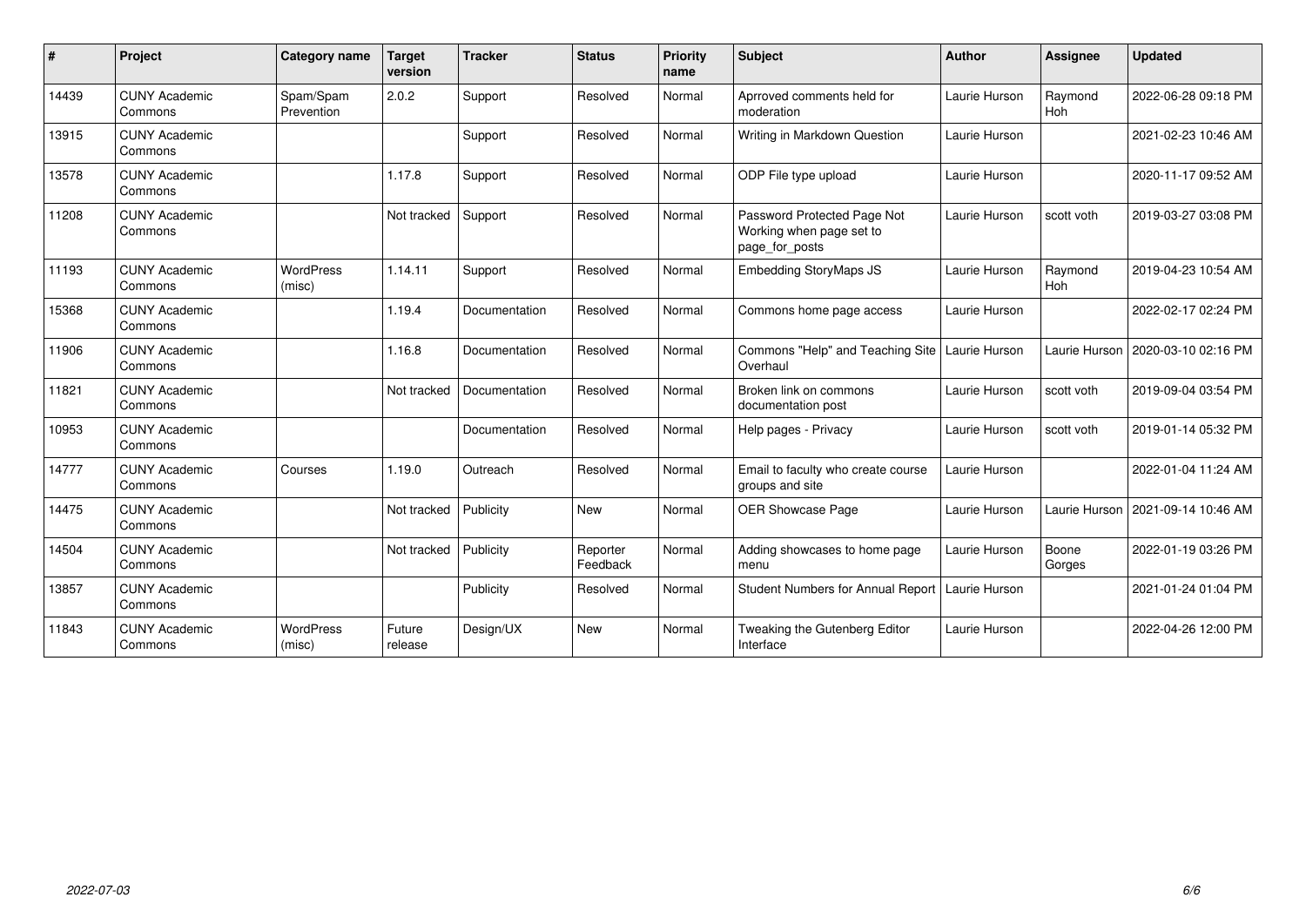| # | Project | Category name | Target version | Tracker | Status | Priority name | Subject | Author | Assignee | Updated |
|---|---|---|---|---|---|---|---|---|---|---|
| 14439 | CUNY Academic Commons | Spam/Spam Prevention | 2.0.2 | Support | Resolved | Normal | Aprroved comments held for moderation | Laurie Hurson | Raymond Hoh | 2022-06-28 09:18 PM |
| 13915 | CUNY Academic Commons | | | Support | Resolved | Normal | Writing in Markdown Question | Laurie Hurson | | 2021-02-23 10:46 AM |
| 13578 | CUNY Academic Commons | | 1.17.8 | Support | Resolved | Normal | ODP File type upload | Laurie Hurson | | 2020-11-17 09:52 AM |
| 11208 | CUNY Academic Commons | | Not tracked | Support | Resolved | Normal | Password Protected Page Not Working when page set to page_for_posts | Laurie Hurson | scott voth | 2019-03-27 03:08 PM |
| 11193 | CUNY Academic Commons | WordPress (misc) | 1.14.11 | Support | Resolved | Normal | Embedding StoryMaps JS | Laurie Hurson | Raymond Hoh | 2019-04-23 10:54 AM |
| 15368 | CUNY Academic Commons | | 1.19.4 | Documentation | Resolved | Normal | Commons home page access | Laurie Hurson | | 2022-02-17 02:24 PM |
| 11906 | CUNY Academic Commons | | 1.16.8 | Documentation | Resolved | Normal | Commons "Help" and Teaching Site Overhaul | Laurie Hurson | Laurie Hurson | 2020-03-10 02:16 PM |
| 11821 | CUNY Academic Commons | | Not tracked | Documentation | Resolved | Normal | Broken link on commons documentation post | Laurie Hurson | scott voth | 2019-09-04 03:54 PM |
| 10953 | CUNY Academic Commons | | | Documentation | Resolved | Normal | Help pages - Privacy | Laurie Hurson | scott voth | 2019-01-14 05:32 PM |
| 14777 | CUNY Academic Commons | Courses | 1.19.0 | Outreach | Resolved | Normal | Email to faculty who create course groups and site | Laurie Hurson | | 2022-01-04 11:24 AM |
| 14475 | CUNY Academic Commons | | Not tracked | Publicity | New | Normal | OER Showcase Page | Laurie Hurson | Laurie Hurson | 2021-09-14 10:46 AM |
| 14504 | CUNY Academic Commons | | Not tracked | Publicity | Reporter Feedback | Normal | Adding showcases to home page menu | Laurie Hurson | Boone Gorges | 2022-01-19 03:26 PM |
| 13857 | CUNY Academic Commons | | | Publicity | Resolved | Normal | Student Numbers for Annual Report | Laurie Hurson | | 2021-01-24 01:04 PM |
| 11843 | CUNY Academic Commons | WordPress (misc) | Future release | Design/UX | New | Normal | Tweaking the Gutenberg Editor Interface | Laurie Hurson | | 2022-04-26 12:00 PM |